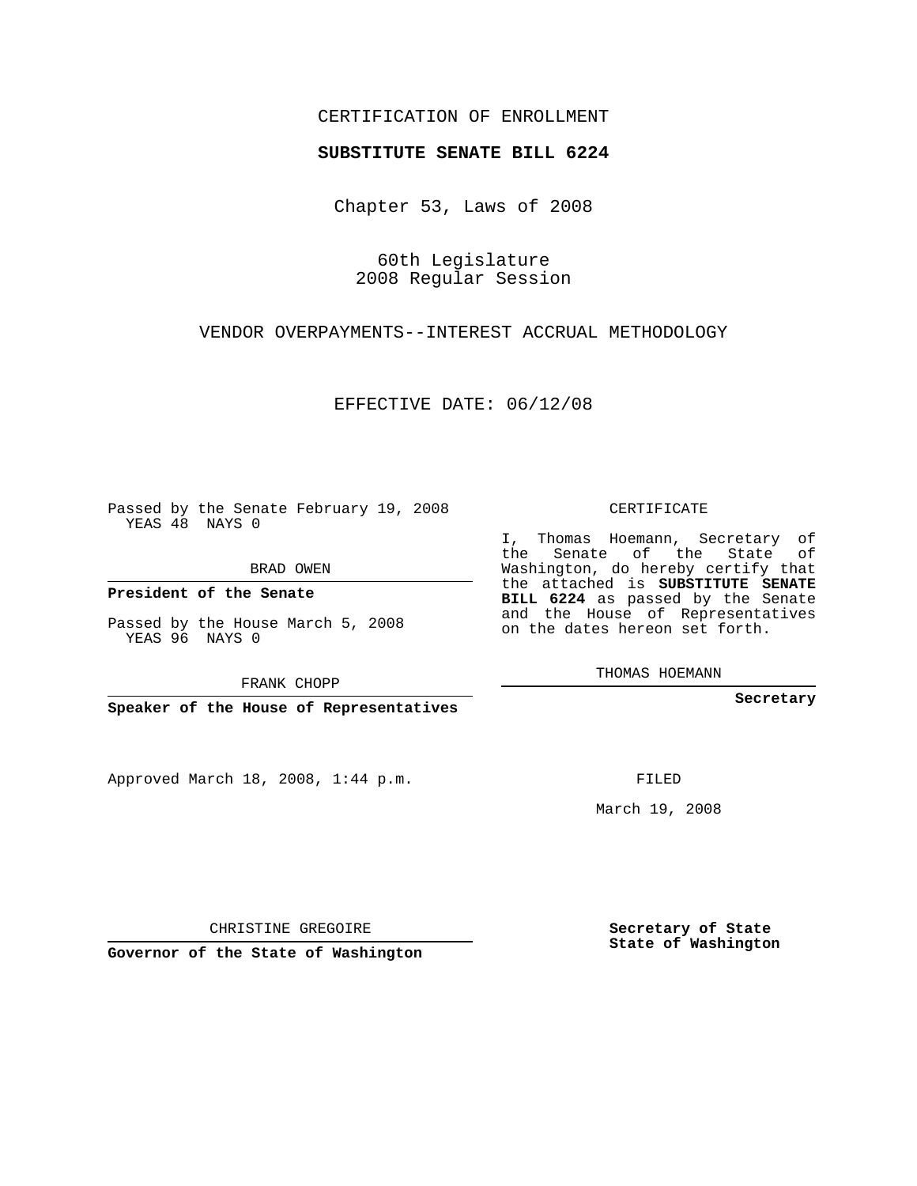CERTIFICATION OF ENROLLMENT

**SUBSTITUTE SENATE BILL 6224**

Chapter 53, Laws of 2008

60th Legislature
2008 Regular Session

VENDOR OVERPAYMENTS--INTEREST ACCRUAL METHODOLOGY

EFFECTIVE DATE: 06/12/08

Passed by the Senate February 19, 2008
YEAS 48 NAYS 0

BRAD OWEN

**President of the Senate**

Passed by the House March 5, 2008
YEAS 96 NAYS 0

FRANK CHOPP

**Speaker of the House of Representatives**

CERTIFICATE

I, Thomas Hoemann, Secretary of the Senate of the State of Washington, do hereby certify that the attached is **SUBSTITUTE SENATE BILL 6224** as passed by the Senate and the House of Representatives on the dates hereon set forth.

THOMAS HOEMANN

**Secretary**

Approved March 18, 2008, 1:44 p.m.

FILED

March 19, 2008

CHRISTINE GREGOIRE

**Governor of the State of Washington**

**Secretary of State**
**State of Washington**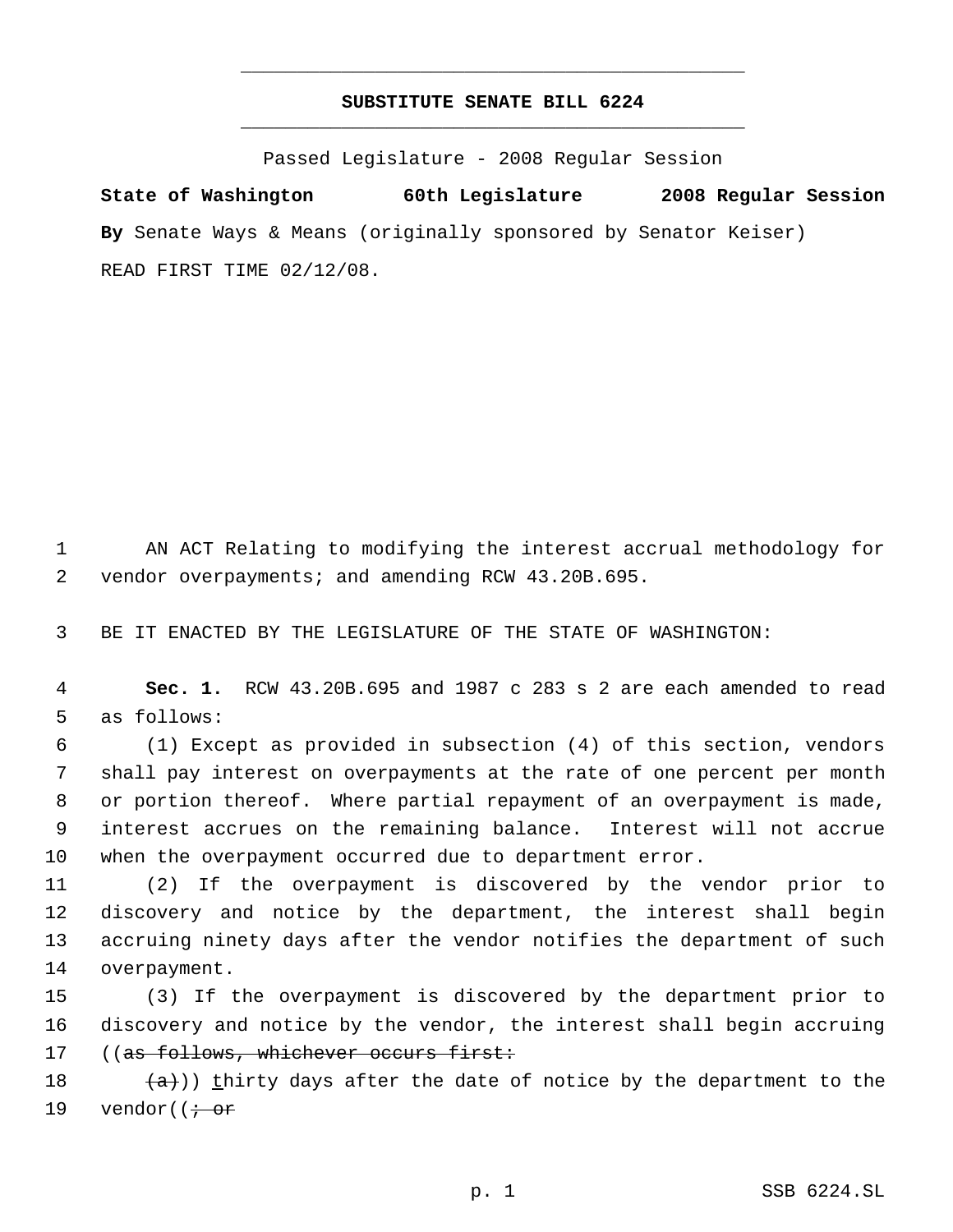**SUBSTITUTE SENATE BILL 6224**

Passed Legislature - 2008 Regular Session

**State of Washington 60th Legislature 2008 Regular Session**

**By** Senate Ways & Means (originally sponsored by Senator Keiser)

READ FIRST TIME 02/12/08.

AN ACT Relating to modifying the interest accrual methodology for vendor overpayments; and amending RCW 43.20B.695.

BE IT ENACTED BY THE LEGISLATURE OF THE STATE OF WASHINGTON:

**Sec. 1.** RCW 43.20B.695 and 1987 c 283 s 2 are each amended to read as follows:

(1) Except as provided in subsection (4) of this section, vendors shall pay interest on overpayments at the rate of one percent per month or portion thereof. Where partial repayment of an overpayment is made, interest accrues on the remaining balance. Interest will not accrue when the overpayment occurred due to department error.

(2) If the overpayment is discovered by the vendor prior to discovery and notice by the department, the interest shall begin accruing ninety days after the vendor notifies the department of such overpayment.

(3) If the overpayment is discovered by the department prior to discovery and notice by the vendor, the interest shall begin accruing ((~~as follows, whichever occurs first:~~

~~(a)~~)) <u>t</u>hirty days after the date of notice by the department to the vendor((~~; or~~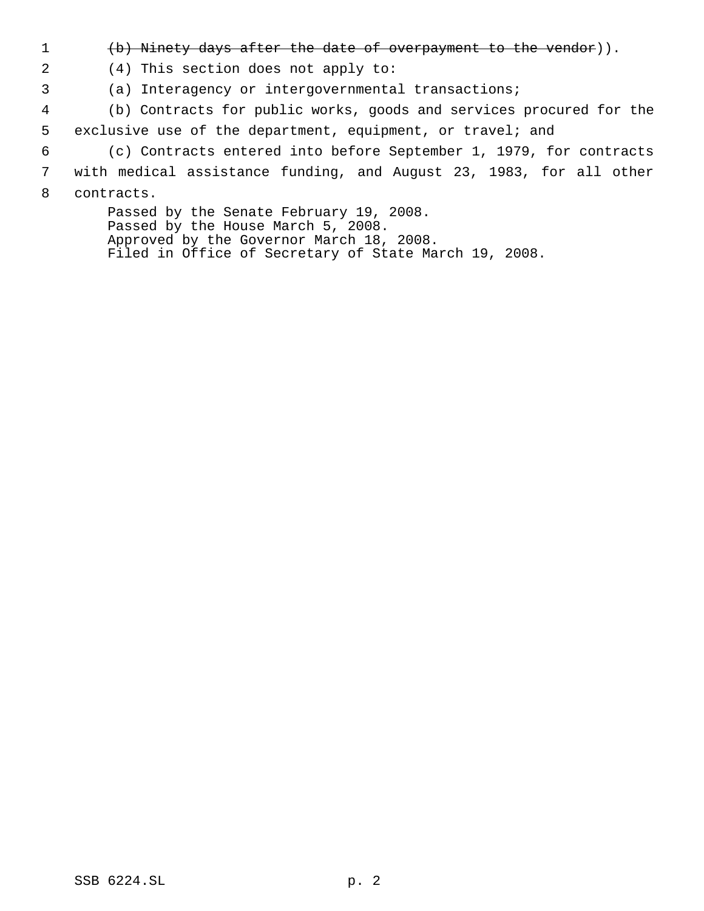~~(b) Ninety days after the date of overpayment to the vendor~~)).

(4) This section does not apply to:

(a) Interagency or intergovernmental transactions;

(b) Contracts for public works, goods and services procured for the exclusive use of the department, equipment, or travel; and

(c) Contracts entered into before September 1, 1979, for contracts with medical assistance funding, and August 23, 1983, for all other contracts.

Passed by the Senate February 19, 2008.
Passed by the House March 5, 2008.
Approved by the Governor March 18, 2008.
Filed in Office of Secretary of State March 19, 2008.